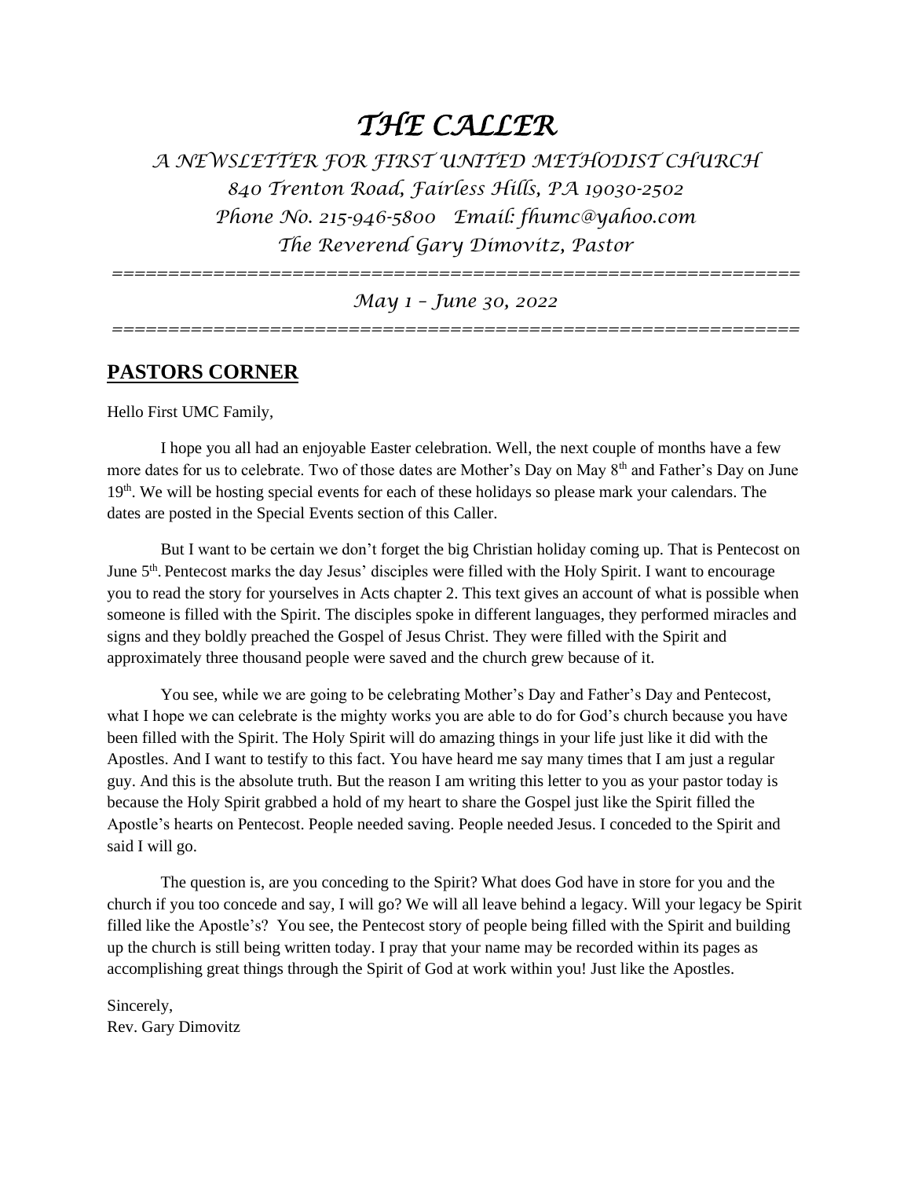# *THE CALLER*

*A NEWSLETTER FOR FIRST UNITED METHODIST CHURCH*
*840 Trenton Road, Fairless Hills, PA 19030-2502*
*Phone No. 215-946-5800 Email: fhumc@yahoo.com*
*The Reverend Gary Dimovitz, Pastor*

==============================================================

*May 1 – June 30, 2022*

==============================================================

## PASTORS CORNER

Hello First UMC Family,

I hope you all had an enjoyable Easter celebration. Well, the next couple of months have a few more dates for us to celebrate. Two of those dates are Mother's Day on May 8th and Father's Day on June 19th. We will be hosting special events for each of these holidays so please mark your calendars. The dates are posted in the Special Events section of this Caller.

But I want to be certain we don't forget the big Christian holiday coming up. That is Pentecost on June 5th. Pentecost marks the day Jesus' disciples were filled with the Holy Spirit. I want to encourage you to read the story for yourselves in Acts chapter 2. This text gives an account of what is possible when someone is filled with the Spirit. The disciples spoke in different languages, they performed miracles and signs and they boldly preached the Gospel of Jesus Christ. They were filled with the Spirit and approximately three thousand people were saved and the church grew because of it.

You see, while we are going to be celebrating Mother's Day and Father's Day and Pentecost, what I hope we can celebrate is the mighty works you are able to do for God's church because you have been filled with the Spirit. The Holy Spirit will do amazing things in your life just like it did with the Apostles. And I want to testify to this fact. You have heard me say many times that I am just a regular guy. And this is the absolute truth. But the reason I am writing this letter to you as your pastor today is because the Holy Spirit grabbed a hold of my heart to share the Gospel just like the Spirit filled the Apostle's hearts on Pentecost. People needed saving. People needed Jesus. I conceded to the Spirit and said I will go.

The question is, are you conceding to the Spirit? What does God have in store for you and the church if you too concede and say, I will go? We will all leave behind a legacy. Will your legacy be Spirit filled like the Apostle's? You see, the Pentecost story of people being filled with the Spirit and building up the church is still being written today. I pray that your name may be recorded within its pages as accomplishing great things through the Spirit of God at work within you! Just like the Apostles.

Sincerely,
Rev. Gary Dimovitz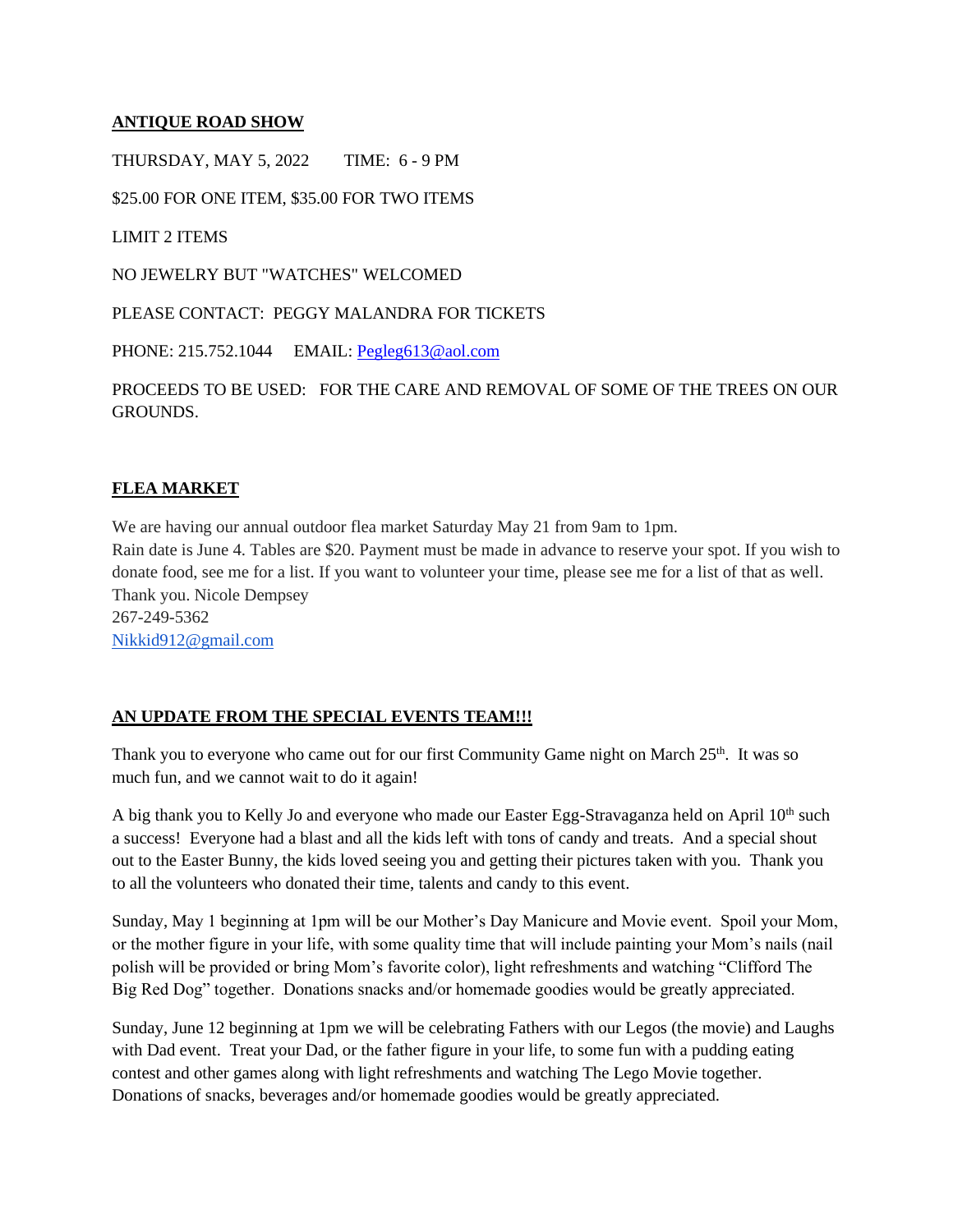## ANTIQUE ROAD SHOW

THURSDAY, MAY 5, 2022 TIME: 6 - 9 PM

$25.00 FOR ONE ITEM, $35.00 FOR TWO ITEMS

LIMIT 2 ITEMS

NO JEWELRY BUT "WATCHES" WELCOMED

PLEASE CONTACT: PEGGY MALANDRA FOR TICKETS

PHONE: 215.752.1044 EMAIL: Pegleg613@aol.com

PROCEEDS TO BE USED: FOR THE CARE AND REMOVAL OF SOME OF THE TREES ON OUR GROUNDS.

## FLEA MARKET

We are having our annual outdoor flea market Saturday May 21 from 9am to 1pm.
Rain date is June 4. Tables are $20. Payment must be made in advance to reserve your spot. If you wish to donate food, see me for a list. If you want to volunteer your time, please see me for a list of that as well.
Thank you. Nicole Dempsey
267-249-5362
Nikkid912@gmail.com

## AN UPDATE FROM THE SPECIAL EVENTS TEAM!!!

Thank you to everyone who came out for our first Community Game night on March 25th. It was so much fun, and we cannot wait to do it again!

A big thank you to Kelly Jo and everyone who made our Easter Egg-Stravaganza held on April 10th such a success! Everyone had a blast and all the kids left with tons of candy and treats. And a special shout out to the Easter Bunny, the kids loved seeing you and getting their pictures taken with you. Thank you to all the volunteers who donated their time, talents and candy to this event.

Sunday, May 1 beginning at 1pm will be our Mother's Day Manicure and Movie event. Spoil your Mom, or the mother figure in your life, with some quality time that will include painting your Mom's nails (nail polish will be provided or bring Mom's favorite color), light refreshments and watching "Clifford The Big Red Dog" together. Donations snacks and/or homemade goodies would be greatly appreciated.

Sunday, June 12 beginning at 1pm we will be celebrating Fathers with our Legos (the movie) and Laughs with Dad event. Treat your Dad, or the father figure in your life, to some fun with a pudding eating contest and other games along with light refreshments and watching The Lego Movie together. Donations of snacks, beverages and/or homemade goodies would be greatly appreciated.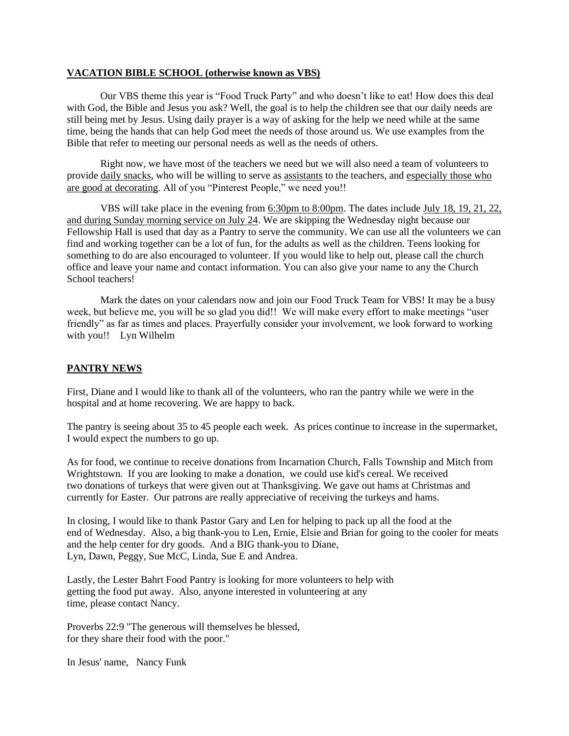## VACATION BIBLE SCHOOL (otherwise known as VBS)

Our VBS theme this year is "Food Truck Party" and who doesn't like to eat! How does this deal with God, the Bible and Jesus you ask? Well, the goal is to help the children see that our daily needs are still being met by Jesus. Using daily prayer is a way of asking for the help we need while at the same time, being the hands that can help God meet the needs of those around us. We use examples from the Bible that refer to meeting our personal needs as well as the needs of others.

Right now, we have most of the teachers we need but we will also need a team of volunteers to provide daily snacks, who will be willing to serve as assistants to the teachers, and especially those who are good at decorating. All of you "Pinterest People," we need you!!

VBS will take place in the evening from 6:30pm to 8:00pm. The dates include July 18, 19, 21, 22, and during Sunday morning service on July 24. We are skipping the Wednesday night because our Fellowship Hall is used that day as a Pantry to serve the community. We can use all the volunteers we can find and working together can be a lot of fun, for the adults as well as the children. Teens looking for something to do are also encouraged to volunteer. If you would like to help out, please call the church office and leave your name and contact information. You can also give your name to any the Church School teachers!

Mark the dates on your calendars now and join our Food Truck Team for VBS! It may be a busy week, but believe me, you will be so glad you did!! We will make every effort to make meetings "user friendly" as far as times and places. Prayerfully consider your involvement, we look forward to working with you!! Lyn Wilhelm

## PANTRY NEWS

First, Diane and I would like to thank all of the volunteers, who ran the pantry while we were in the hospital and at home recovering. We are happy to back.

The pantry is seeing about 35 to 45 people each week. As prices continue to increase in the supermarket, I would expect the numbers to go up.

As for food, we continue to receive donations from Incarnation Church, Falls Township and Mitch from Wrightstown. If you are looking to make a donation, we could use kid's cereal. We received two donations of turkeys that were given out at Thanksgiving. We gave out hams at Christmas and currently for Easter. Our patrons are really appreciative of receiving the turkeys and hams.

In closing, I would like to thank Pastor Gary and Len for helping to pack up all the food at the end of Wednesday. Also, a big thank-you to Len, Ernie, Elsie and Brian for going to the cooler for meats and the help center for dry goods. And a BIG thank-you to Diane, Lyn, Dawn, Peggy, Sue McC, Linda, Sue E and Andrea.

Lastly, the Lester Bahrt Food Pantry is looking for more volunteers to help with getting the food put away. Also, anyone interested in volunteering at any time, please contact Nancy.

Proverbs 22:9 "The generous will themselves be blessed, for they share their food with the poor."

In Jesus' name, Nancy Funk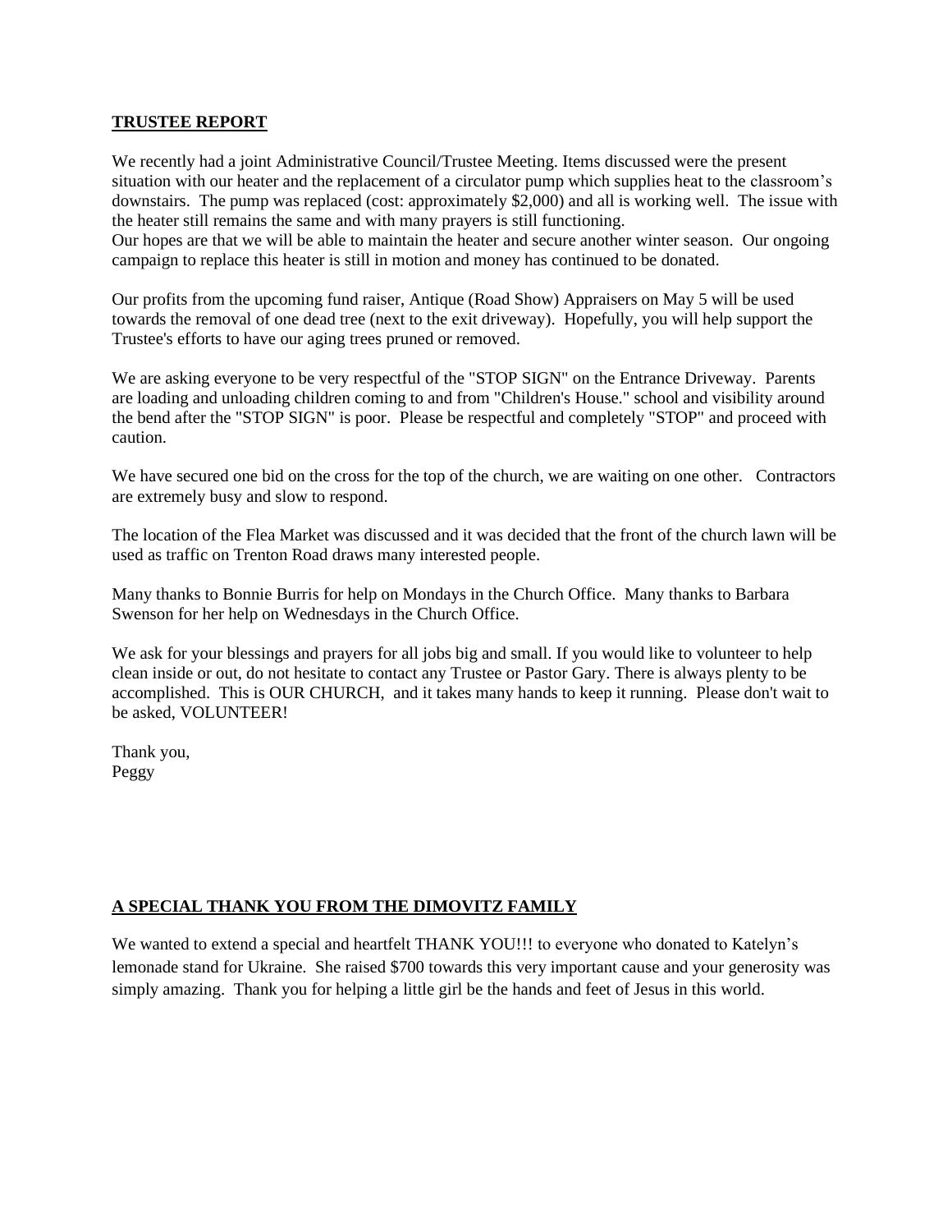## **TRUSTEE REPORT**

We recently had a joint Administrative Council/Trustee Meeting. Items discussed were the present situation with our heater and the replacement of a circulator pump which supplies heat to the classroom's downstairs. The pump was replaced (cost: approximately $2,000) and all is working well. The issue with the heater still remains the same and with many prayers is still functioning.
Our hopes are that we will be able to maintain the heater and secure another winter season. Our ongoing campaign to replace this heater is still in motion and money has continued to be donated.

Our profits from the upcoming fund raiser, Antique (Road Show) Appraisers on May 5 will be used towards the removal of one dead tree (next to the exit driveway). Hopefully, you will help support the Trustee's efforts to have our aging trees pruned or removed.

We are asking everyone to be very respectful of the "STOP SIGN" on the Entrance Driveway. Parents are loading and unloading children coming to and from "Children's House." school and visibility around the bend after the "STOP SIGN" is poor. Please be respectful and completely "STOP" and proceed with caution.

We have secured one bid on the cross for the top of the church, we are waiting on one other. Contractors are extremely busy and slow to respond.

The location of the Flea Market was discussed and it was decided that the front of the church lawn will be used as traffic on Trenton Road draws many interested people.

Many thanks to Bonnie Burris for help on Mondays in the Church Office. Many thanks to Barbara Swenson for her help on Wednesdays in the Church Office.

We ask for your blessings and prayers for all jobs big and small. If you would like to volunteer to help clean inside or out, do not hesitate to contact any Trustee or Pastor Gary. There is always plenty to be accomplished. This is OUR CHURCH, and it takes many hands to keep it running. Please don't wait to be asked, VOLUNTEER!

Thank you,
Peggy

## **A SPECIAL THANK YOU FROM THE DIMOVITZ FAMILY**

We wanted to extend a special and heartfelt THANK YOU!!! to everyone who donated to Katelyn's lemonade stand for Ukraine. She raised $700 towards this very important cause and your generosity was simply amazing. Thank you for helping a little girl be the hands and feet of Jesus in this world.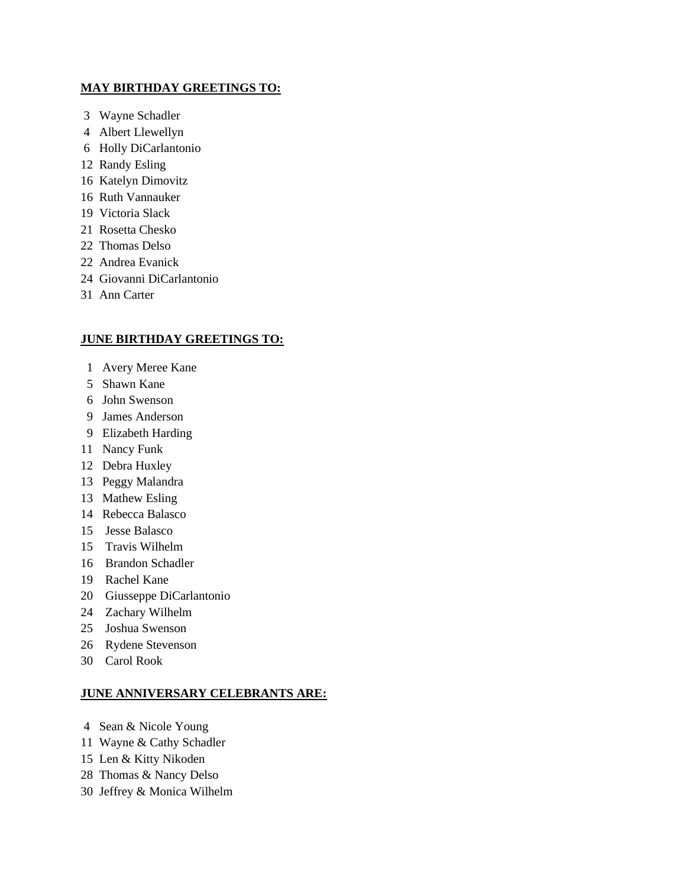**MAY BIRTHDAY GREETINGS TO:**

3 Wayne Schadler
4 Albert Llewellyn
6 Holly DiCarlantonio
12 Randy Esling
16 Katelyn Dimovitz
16 Ruth Vannauker
19 Victoria Slack
21 Rosetta Chesko
22 Thomas Delso
22 Andrea Evanick
24 Giovanni DiCarlantonio
31 Ann Carter

**JUNE BIRTHDAY GREETINGS TO:**

1 Avery Meree Kane
5 Shawn Kane
6 John Swenson
9 James Anderson
9 Elizabeth Harding
11 Nancy Funk
12 Debra Huxley
13 Peggy Malandra
13 Mathew Esling
14 Rebecca Balasco
15 Jesse Balasco
15 Travis Wilhelm
16 Brandon Schadler
19 Rachel Kane
20 Giusseppe DiCarlantonio
24 Zachary Wilhelm
25 Joshua Swenson
26 Rydene Stevenson
30 Carol Rook

**JUNE ANNIVERSARY CELEBRANTS ARE:**

4 Sean & Nicole Young
11 Wayne & Cathy Schadler
15 Len & Kitty Nikoden
28 Thomas & Nancy Delso
30 Jeffrey & Monica Wilhelm